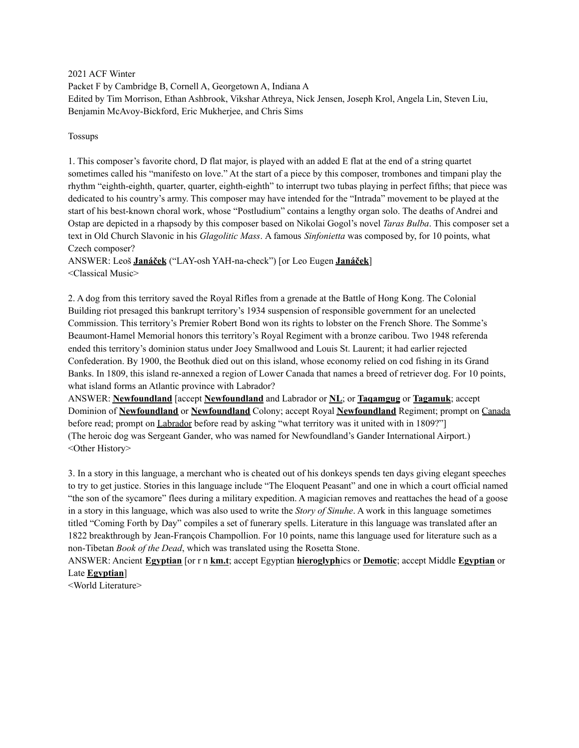2021 ACF Winter
Packet F by Cambridge B, Cornell A, Georgetown A, Indiana A
Edited by Tim Morrison, Ethan Ashbrook, Vikshar Athreya, Nick Jensen, Joseph Krol, Angela Lin, Steven Liu, Benjamin McAvoy-Bickford, Eric Mukherjee, and Chris Sims

Tossups

1. This composer's favorite chord, D flat major, is played with an added E flat at the end of a string quartet sometimes called his "manifesto on love." At the start of a piece by this composer, trombones and timpani play the rhythm "eighth-eighth, quarter, quarter, eighth-eighth" to interrupt two tubas playing in perfect fifths; that piece was dedicated to his country's army. This composer may have intended for the "Intrada" movement to be played at the start of his best-known choral work, whose "Postludium" contains a lengthy organ solo. The deaths of Andrei and Ostap are depicted in a rhapsody by this composer based on Nikolai Gogol's novel *Taras Bulba*. This composer set a text in Old Church Slavonic in his *Glagolitic Mass*. A famous *Sinfonietta* was composed by, for 10 points, what Czech composer?
ANSWER: Leoš **Janáček** ("LAY-osh YAH-na-check") [or Leo Eugen **Janáček**]
<Classical Music>

2. A dog from this territory saved the Royal Rifles from a grenade at the Battle of Hong Kong. The Colonial Building riot presaged this bankrupt territory's 1934 suspension of responsible government for an unelected Commission. This territory's Premier Robert Bond won its rights to lobster on the French Shore. The Somme's Beaumont-Hamel Memorial honors this territory's Royal Regiment with a bronze caribou. Two 1948 referenda ended this territory's dominion status under Joey Smallwood and Louis St. Laurent; it had earlier rejected Confederation. By 1900, the Beothuk died out on this island, whose economy relied on cod fishing in its Grand Banks. In 1809, this island re-annexed a region of Lower Canada that names a breed of retriever dog. For 10 points, what island forms an Atlantic province with Labrador?
ANSWER: **Newfoundland** [accept **Newfoundland** and Labrador or **NL**; or **Taqamgug** or **Tagamuk**; accept Dominion of **Newfoundland** or **Newfoundland** Colony; accept Royal **Newfoundland** Regiment; prompt on Canada before read; prompt on Labrador before read by asking "what territory was it united with in 1809?"]
(The heroic dog was Sergeant Gander, who was named for Newfoundland's Gander International Airport.)
<Other History>

3. In a story in this language, a merchant who is cheated out of his donkeys spends ten days giving elegant speeches to try to get justice. Stories in this language include "The Eloquent Peasant" and one in which a court official named "the son of the sycamore" flees during a military expedition. A magician removes and reattaches the head of a goose in a story in this language, which was also used to write the *Story of Sinuhe*. A work in this language sometimes titled "Coming Forth by Day" compiles a set of funerary spells. Literature in this language was translated after an 1822 breakthrough by Jean-François Champollion. For 10 points, name this language used for literature such as a non-Tibetan *Book of the Dead*, which was translated using the Rosetta Stone.
ANSWER: Ancient **Egyptian** [or r n **km.t**; accept Egyptian **hieroglyph**ics or **Demotic**; accept Middle **Egyptian** or Late **Egyptian**]
<World Literature>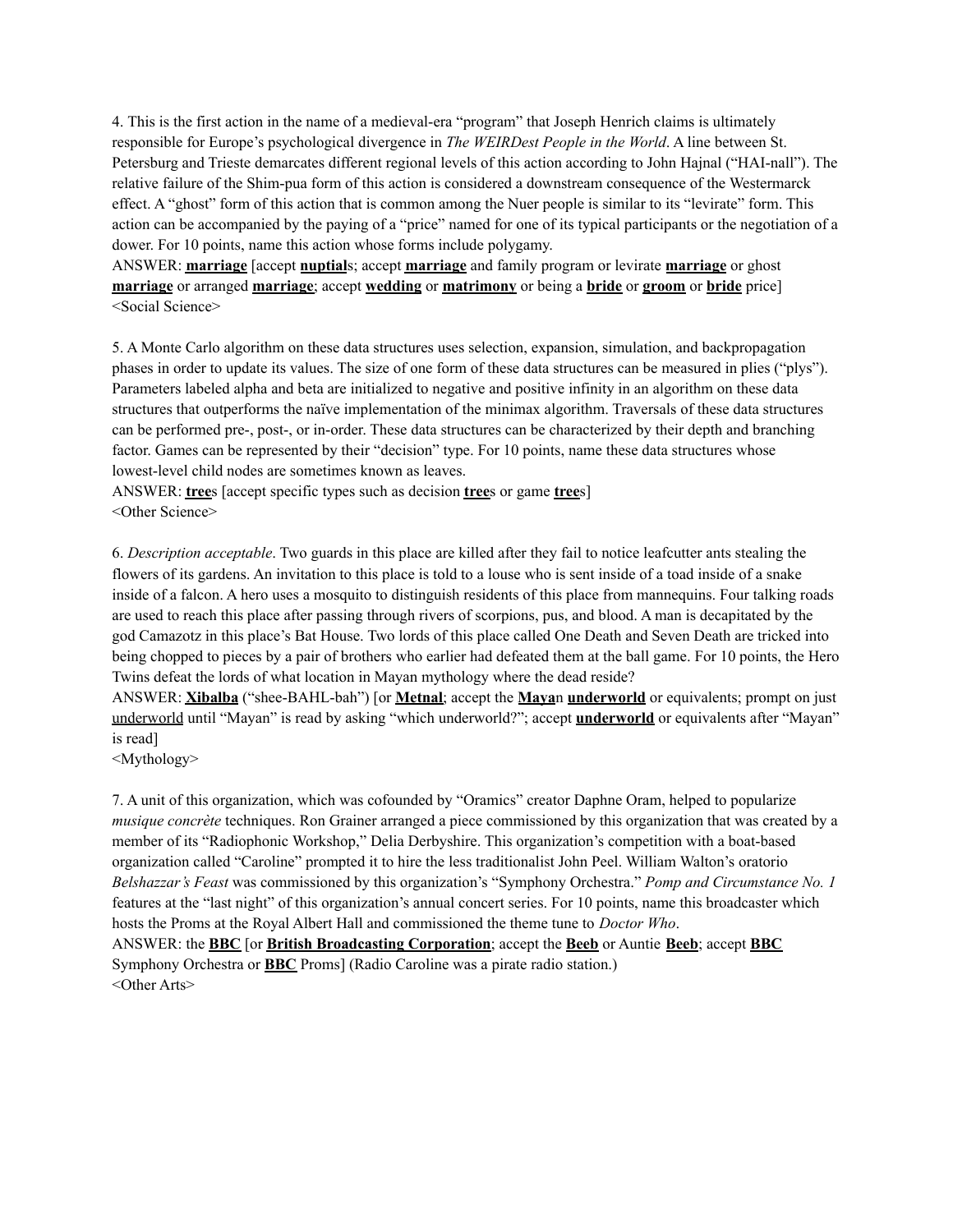4. This is the first action in the name of a medieval-era "program" that Joseph Henrich claims is ultimately responsible for Europe's psychological divergence in *The WEIRDest People in the World*. A line between St. Petersburg and Trieste demarcates different regional levels of this action according to John Hajnal ("HAI-nall"). The relative failure of the Shim-pua form of this action is considered a downstream consequence of the Westermarck effect. A "ghost" form of this action that is common among the Nuer people is similar to its "levirate" form. This action can be accompanied by the paying of a "price" named for one of its typical participants or the negotiation of a dower. For 10 points, name this action whose forms include polygamy.

ANSWER: **marriage** [accept **nuptial**s; accept **marriage** and family program or levirate **marriage** or ghost **marriage** or arranged **marriage**; accept **wedding** or **matrimony** or being a **bride** or **groom** or **bride** price]

<Social Science>

5. A Monte Carlo algorithm on these data structures uses selection, expansion, simulation, and backpropagation phases in order to update its values. The size of one form of these data structures can be measured in plies ("plys"). Parameters labeled alpha and beta are initialized to negative and positive infinity in an algorithm on these data structures that outperforms the naïve implementation of the minimax algorithm. Traversals of these data structures can be performed pre-, post-, or in-order. These data structures can be characterized by their depth and branching factor. Games can be represented by their "decision" type. For 10 points, name these data structures whose lowest-level child nodes are sometimes known as leaves.

ANSWER: **tree**s [accept specific types such as decision **tree**s or game **tree**s]

<Other Science>

6. *Description acceptable*. Two guards in this place are killed after they fail to notice leafcutter ants stealing the flowers of its gardens. An invitation to this place is told to a louse who is sent inside of a toad inside of a snake inside of a falcon. A hero uses a mosquito to distinguish residents of this place from mannequins. Four talking roads are used to reach this place after passing through rivers of scorpions, pus, and blood. A man is decapitated by the god Camazotz in this place's Bat House. Two lords of this place called One Death and Seven Death are tricked into being chopped to pieces by a pair of brothers who earlier had defeated them at the ball game. For 10 points, the Hero Twins defeat the lords of what location in Mayan mythology where the dead reside?

ANSWER: **Xibalba** ("shee-BAHL-bah") [or **Metnal**; accept the **Maya**n **underworld** or equivalents; prompt on just underworld until "Mayan" is read by asking "which underworld?"; accept **underworld** or equivalents after "Mayan" is read]

<Mythology>

7. A unit of this organization, which was cofounded by "Oramics" creator Daphne Oram, helped to popularize *musique concrète* techniques. Ron Grainer arranged a piece commissioned by this organization that was created by a member of its "Radiophonic Workshop," Delia Derbyshire. This organization's competition with a boat-based organization called "Caroline" prompted it to hire the less traditionalist John Peel. William Walton's oratorio *Belshazzar's Feast* was commissioned by this organization's "Symphony Orchestra." *Pomp and Circumstance No. 1* features at the "last night" of this organization's annual concert series. For 10 points, name this broadcaster which hosts the Proms at the Royal Albert Hall and commissioned the theme tune to *Doctor Who*.

ANSWER: the **BBC** [or **British Broadcasting Corporation**; accept the **Beeb** or Auntie **Beeb**; accept **BBC** Symphony Orchestra or **BBC** Proms] (Radio Caroline was a pirate radio station.)

<Other Arts>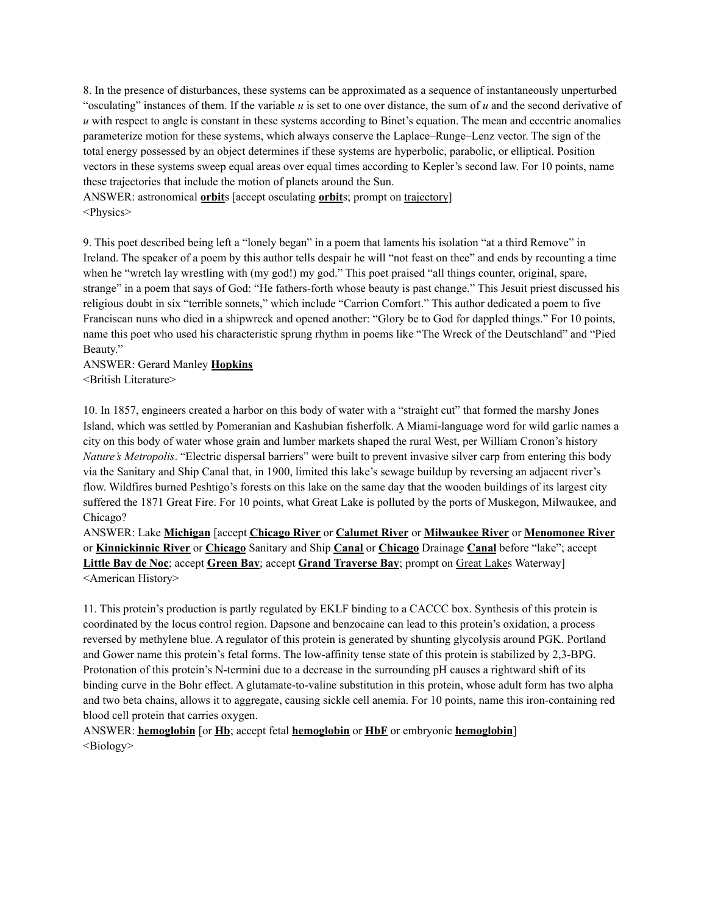8. In the presence of disturbances, these systems can be approximated as a sequence of instantaneously unperturbed "osculating" instances of them. If the variable $u$ is set to one over distance, the sum of $u$ and the second derivative of $u$ with respect to angle is constant in these systems according to Binet's equation. The mean and eccentric anomalies parameterize motion for these systems, which always conserve the Laplace–Runge–Lenz vector. The sign of the total energy possessed by an object determines if these systems are hyperbolic, parabolic, or elliptical. Position vectors in these systems sweep equal areas over equal times according to Kepler's second law. For 10 points, name these trajectories that include the motion of planets around the Sun.
ANSWER: astronomical **orbit**s [accept osculating **orbit**s; prompt on trajectory]
<Physics>

9. This poet described being left a "lonely began" in a poem that laments his isolation "at a third Remove" in Ireland. The speaker of a poem by this author tells despair he will "not feast on thee" and ends by recounting a time when he "wretch lay wrestling with (my god!) my god." This poet praised "all things counter, original, spare, strange" in a poem that says of God: "He fathers-forth whose beauty is past change." This Jesuit priest discussed his religious doubt in six "terrible sonnets," which include "Carrion Comfort." This author dedicated a poem to five Franciscan nuns who died in a shipwreck and opened another: "Glory be to God for dappled things." For 10 points, name this poet who used his characteristic sprung rhythm in poems like "The Wreck of the Deutschland" and "Pied Beauty."
ANSWER: Gerard Manley **Hopkins**
<British Literature>

10. In 1857, engineers created a harbor on this body of water with a "straight cut" that formed the marshy Jones Island, which was settled by Pomeranian and Kashubian fisherfolk. A Miami-language word for wild garlic names a city on this body of water whose grain and lumber markets shaped the rural West, per William Cronon's history *Nature's Metropolis*. "Electric dispersal barriers" were built to prevent invasive silver carp from entering this body via the Sanitary and Ship Canal that, in 1900, limited this lake's sewage buildup by reversing an adjacent river's flow. Wildfires burned Peshtigo's forests on this lake on the same day that the wooden buildings of its largest city suffered the 1871 Great Fire. For 10 points, what Great Lake is polluted by the ports of Muskegon, Milwaukee, and Chicago?
ANSWER: Lake **Michigan** [accept **Chicago River** or **Calumet River** or **Milwaukee River** or **Menomonee River** or **Kinnickinnic River** or **Chicago** Sanitary and Ship **Canal** or **Chicago** Drainage **Canal** before "lake"; accept **Little Bay de Noc**; accept **Green Bay**; accept **Grand Traverse Bay**; prompt on Great Lakes Waterway]
<American History>

11. This protein's production is partly regulated by EKLF binding to a CACCC box. Synthesis of this protein is coordinated by the locus control region. Dapsone and benzocaine can lead to this protein's oxidation, a process reversed by methylene blue. A regulator of this protein is generated by shunting glycolysis around PGK. Portland and Gower name this protein's fetal forms. The low-affinity tense state of this protein is stabilized by 2,3-BPG. Protonation of this protein's N-termini due to a decrease in the surrounding pH causes a rightward shift of its binding curve in the Bohr effect. A glutamate-to-valine substitution in this protein, whose adult form has two alpha and two beta chains, allows it to aggregate, causing sickle cell anemia. For 10 points, name this iron-containing red blood cell protein that carries oxygen.
ANSWER: **hemoglobin** [or **Hb**; accept fetal **hemoglobin** or **HbF** or embryonic **hemoglobin**]
<Biology>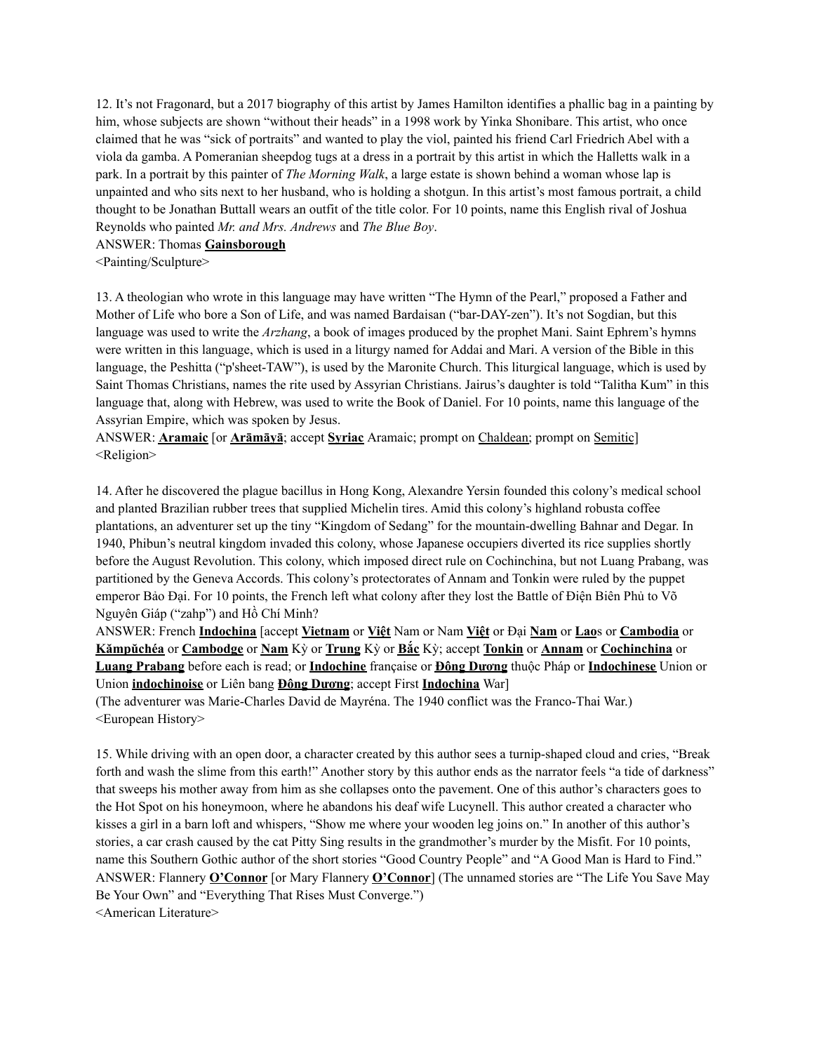12. It's not Fragonard, but a 2017 biography of this artist by James Hamilton identifies a phallic bag in a painting by him, whose subjects are shown "without their heads" in a 1998 work by Yinka Shonibare. This artist, who once claimed that he was "sick of portraits" and wanted to play the viol, painted his friend Carl Friedrich Abel with a viola da gamba. A Pomeranian sheepdog tugs at a dress in a portrait by this artist in which the Halletts walk in a park. In a portrait by this painter of *The Morning Walk*, a large estate is shown behind a woman whose lap is unpainted and who sits next to her husband, who is holding a shotgun. In this artist's most famous portrait, a child thought to be Jonathan Buttall wears an outfit of the title color. For 10 points, name this English rival of Joshua Reynolds who painted *Mr. and Mrs. Andrews* and *The Blue Boy*.

ANSWER: Thomas **<u>Gainsborough</u>**

<Painting/Sculpture>

13. A theologian who wrote in this language may have written "The Hymn of the Pearl," proposed a Father and Mother of Life who bore a Son of Life, and was named Bardaisan ("bar-DAY-zen"). It's not Sogdian, but this language was used to write the *Arzhang*, a book of images produced by the prophet Mani. Saint Ephrem's hymns were written in this language, which is used in a liturgy named for Addai and Mari. A version of the Bible in this language, the Peshitta ("p'sheet-TAW"), is used by the Maronite Church. This liturgical language, which is used by Saint Thomas Christians, names the rite used by Assyrian Christians. Jairus's daughter is told "Talitha Kum" in this language that, along with Hebrew, was used to write the Book of Daniel. For 10 points, name this language of the Assyrian Empire, which was spoken by Jesus.

ANSWER: **<u>Aramaic</u>** [or **<u>Arāmāyā</u>**; accept **<u>Syriac</u>** Aramaic; prompt on <u>Chaldean</u>; prompt on <u>Semitic</u>]

<Religion>

14. After he discovered the plague bacillus in Hong Kong, Alexandre Yersin founded this colony's medical school and planted Brazilian rubber trees that supplied Michelin tires. Amid this colony's highland robusta coffee plantations, an adventurer set up the tiny "Kingdom of Sedang" for the mountain-dwelling Bahnar and Degar. In 1940, Phibun's neutral kingdom invaded this colony, whose Japanese occupiers diverted its rice supplies shortly before the August Revolution. This colony, which imposed direct rule on Cochinchina, but not Luang Prabang, was partitioned by the Geneva Accords. This colony's protectorates of Annam and Tonkin were ruled by the puppet emperor Bảo Đại. For 10 points, the French left what colony after they lost the Battle of Điện Biên Phủ to Võ Nguyên Giáp ("zahp") and Hồ Chí Minh?

ANSWER: French **<u>Indochina</u>** [accept **<u>Vietnam</u>** or **<u>Việt</u>** Nam or Nam **<u>Việt</u>** or Đại **<u>Nam</u>** or **<u>Lao</u>**s or **<u>Cambodia</u>** or **<u>Kămpŭchéa</u>** or **<u>Cambodge</u>** or **<u>Nam</u>** Kỳ or **<u>Trung</u>** Kỳ or **<u>Bắc</u>** Kỳ; accept **<u>Tonkin</u>** or **<u>Annam</u>** or **<u>Cochinchina</u>** or **<u>Luang Prabang</u>** before each is read; or **<u>Indochine</u>** française or **<u>Đông Dương</u>** thuộc Pháp or **<u>Indochinese</u>** Union or Union **<u>indochinoise</u>** or Liên bang **<u>Đông Dương</u>**; accept First **<u>Indochina</u>** War]

(The adventurer was Marie-Charles David de Mayréna. The 1940 conflict was the Franco-Thai War.)

<European History>

15. While driving with an open door, a character created by this author sees a turnip-shaped cloud and cries, "Break forth and wash the slime from this earth!" Another story by this author ends as the narrator feels "a tide of darkness" that sweeps his mother away from him as she collapses onto the pavement. One of this author's characters goes to the Hot Spot on his honeymoon, where he abandons his deaf wife Lucynell. This author created a character who kisses a girl in a barn loft and whispers, "Show me where your wooden leg joins on." In another of this author's stories, a car crash caused by the cat Pitty Sing results in the grandmother's murder by the Misfit. For 10 points, name this Southern Gothic author of the short stories "Good Country People" and "A Good Man is Hard to Find."

ANSWER: Flannery **<u>O'Connor</u>** [or Mary Flannery **<u>O'Connor</u>**] (The unnamed stories are "The Life You Save May Be Your Own" and "Everything That Rises Must Converge.")

<American Literature>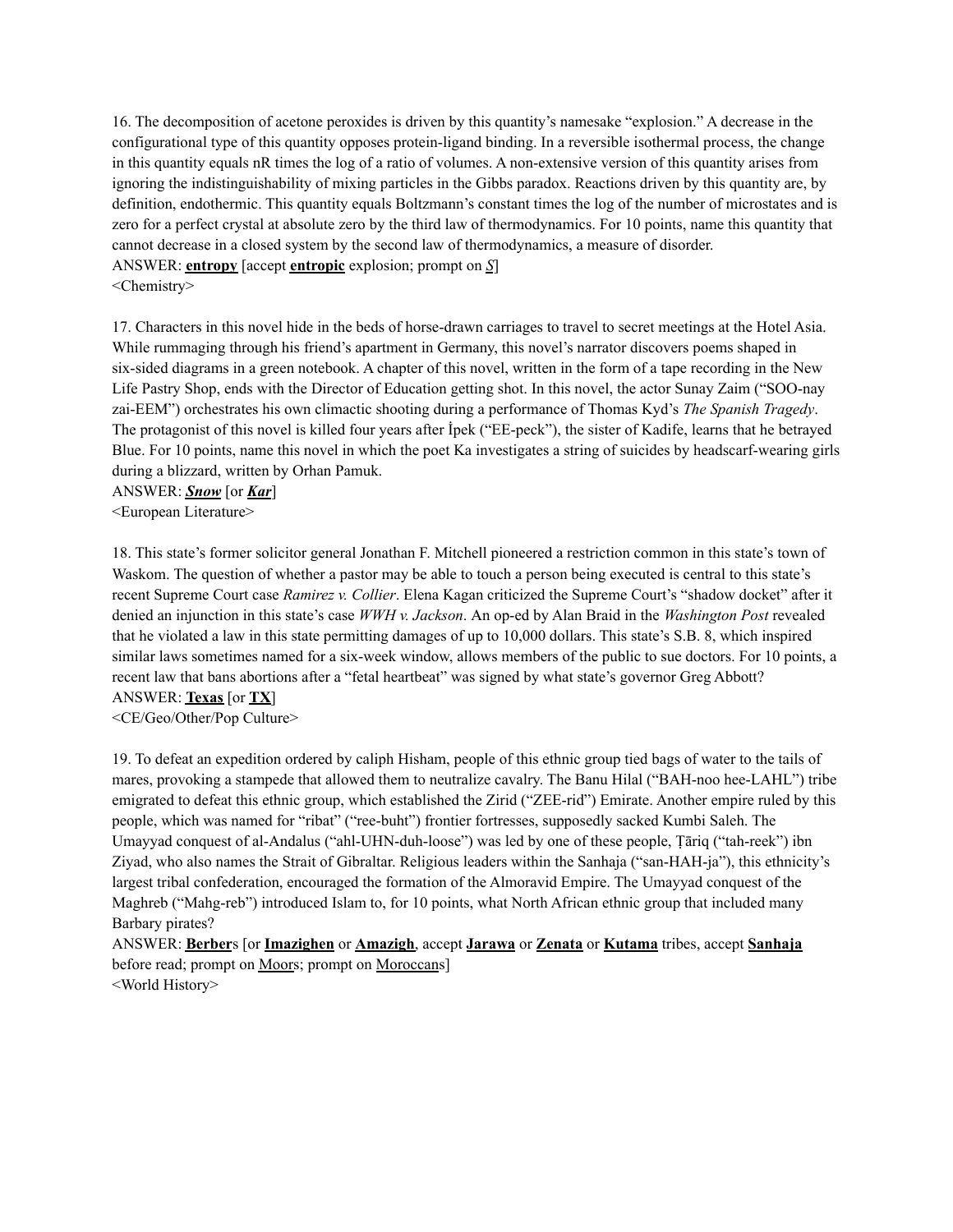16. The decomposition of acetone peroxides is driven by this quantity's namesake "explosion." A decrease in the configurational type of this quantity opposes protein-ligand binding. In a reversible isothermal process, the change in this quantity equals nR times the log of a ratio of volumes. A non-extensive version of this quantity arises from ignoring the indistinguishability of mixing particles in the Gibbs paradox. Reactions driven by this quantity are, by definition, endothermic. This quantity equals Boltzmann's constant times the log of the number of microstates and is zero for a perfect crystal at absolute zero by the third law of thermodynamics. For 10 points, name this quantity that cannot decrease in a closed system by the second law of thermodynamics, a measure of disorder.

ANSWER: **entropy** [accept **entropic** explosion; prompt on ***S***]

<Chemistry>

17. Characters in this novel hide in the beds of horse-drawn carriages to travel to secret meetings at the Hotel Asia. While rummaging through his friend's apartment in Germany, this novel's narrator discovers poems shaped in six-sided diagrams in a green notebook. A chapter of this novel, written in the form of a tape recording in the New Life Pastry Shop, ends with the Director of Education getting shot. In this novel, the actor Sunay Zaim ("SOO-nay zai-EEM") orchestrates his own climactic shooting during a performance of Thomas Kyd's *The Spanish Tragedy*. The protagonist of this novel is killed four years after İpek ("EE-peck"), the sister of Kadife, learns that he betrayed Blue. For 10 points, name this novel in which the poet Ka investigates a string of suicides by headscarf-wearing girls during a blizzard, written by Orhan Pamuk.

ANSWER: ***Snow*** [or ***Kar***]

<European Literature>

18. This state's former solicitor general Jonathan F. Mitchell pioneered a restriction common in this state's town of Waskom. The question of whether a pastor may be able to touch a person being executed is central to this state's recent Supreme Court case *Ramirez v. Collier*. Elena Kagan criticized the Supreme Court's "shadow docket" after it denied an injunction in this state's case *WWH v. Jackson*. An op-ed by Alan Braid in the *Washington Post* revealed that he violated a law in this state permitting damages of up to 10,000 dollars. This state's S.B. 8, which inspired similar laws sometimes named for a six-week window, allows members of the public to sue doctors. For 10 points, a recent law that bans abortions after a "fetal heartbeat" was signed by what state's governor Greg Abbott?

ANSWER: **Texas** [or **TX**]

<CE/Geo/Other/Pop Culture>

19. To defeat an expedition ordered by caliph Hisham, people of this ethnic group tied bags of water to the tails of mares, provoking a stampede that allowed them to neutralize cavalry. The Banu Hilal ("BAH-noo hee-LAHL") tribe emigrated to defeat this ethnic group, which established the Zirid ("ZEE-rid") Emirate. Another empire ruled by this people, which was named for "ribat" ("ree-buht") frontier fortresses, supposedly sacked Kumbi Saleh. The Umayyad conquest of al-Andalus ("ahl-UHN-duh-loose") was led by one of these people, Ṭāriq ("tah-reek") ibn Ziyad, who also names the Strait of Gibraltar. Religious leaders within the Sanhaja ("san-HAH-ja"), this ethnicity's largest tribal confederation, encouraged the formation of the Almoravid Empire. The Umayyad conquest of the Maghreb ("Mahg-reb") introduced Islam to, for 10 points, what North African ethnic group that included many Barbary pirates?

ANSWER: **Berber**s [or **Imazighen** or **Amazigh**, accept **Jarawa** or **Zenata** or **Kutama** tribes, accept **Sanhaja** before read; prompt on Moors; prompt on Moroccans]

<World History>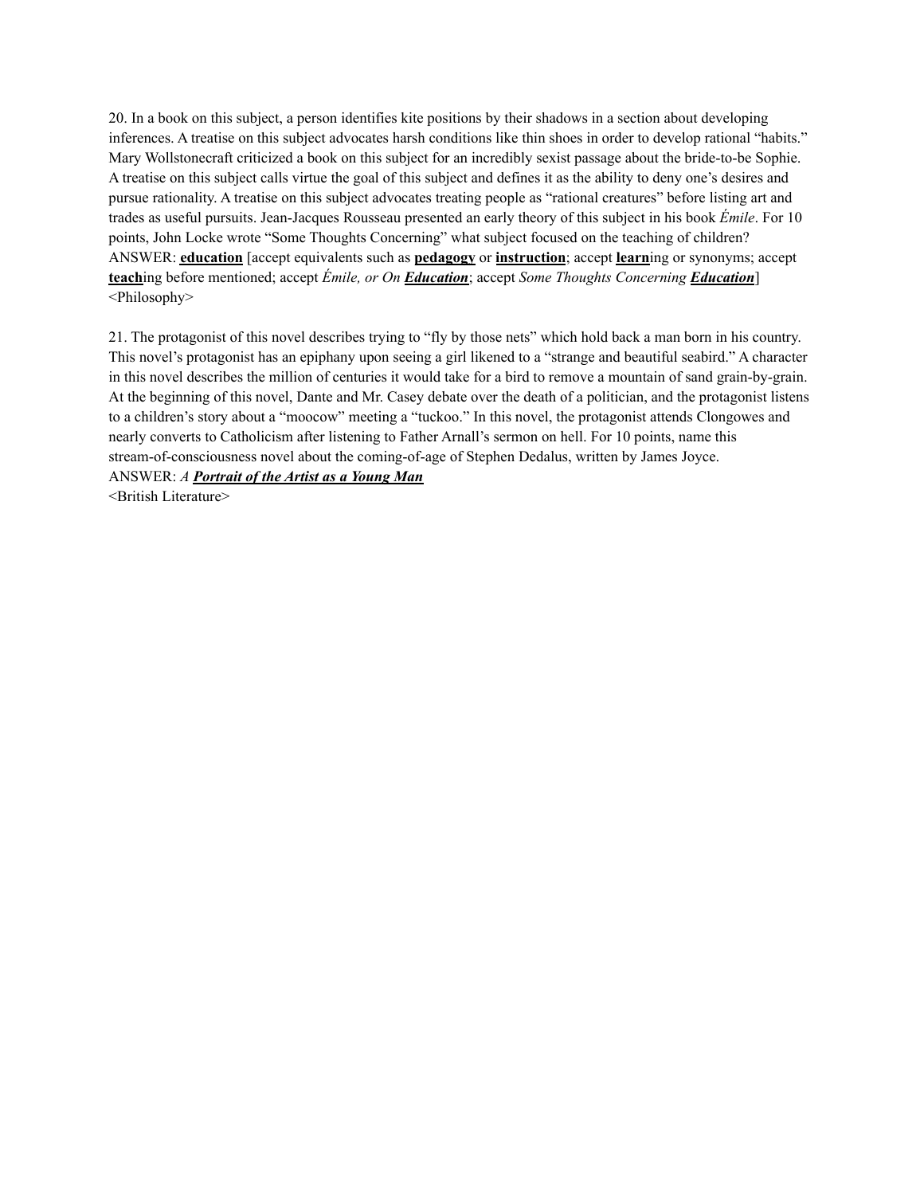20. In a book on this subject, a person identifies kite positions by their shadows in a section about developing inferences. A treatise on this subject advocates harsh conditions like thin shoes in order to develop rational "habits." Mary Wollstonecraft criticized a book on this subject for an incredibly sexist passage about the bride-to-be Sophie. A treatise on this subject calls virtue the goal of this subject and defines it as the ability to deny one's desires and pursue rationality. A treatise on this subject advocates treating people as "rational creatures" before listing art and trades as useful pursuits. Jean-Jacques Rousseau presented an early theory of this subject in his book *Émile*. For 10 points, John Locke wrote "Some Thoughts Concerning" what subject focused on the teaching of children?
ANSWER: **<u>education</u>** [accept equivalents such as **<u>pedagogy</u>** or **<u>instruction</u>**; accept **<u>learn</u>**ing or synonyms; accept **<u>teach</u>**ing before mentioned; accept *Émile, or On **<u>Education</u>***; accept *Some Thoughts Concerning **<u>Education</u>***]
<Philosophy>

21. The protagonist of this novel describes trying to "fly by those nets" which hold back a man born in his country. This novel's protagonist has an epiphany upon seeing a girl likened to a "strange and beautiful seabird." A character in this novel describes the million of centuries it would take for a bird to remove a mountain of sand grain-by-grain. At the beginning of this novel, Dante and Mr. Casey debate over the death of a politician, and the protagonist listens to a children's story about a "moocow" meeting a "tuckoo." In this novel, the protagonist attends Clongowes and nearly converts to Catholicism after listening to Father Arnall's sermon on hell. For 10 points, name this stream-of-consciousness novel about the coming-of-age of Stephen Dedalus, written by James Joyce.
ANSWER: *A **<u>Portrait of the Artist as a Young Man</u>***
<British Literature>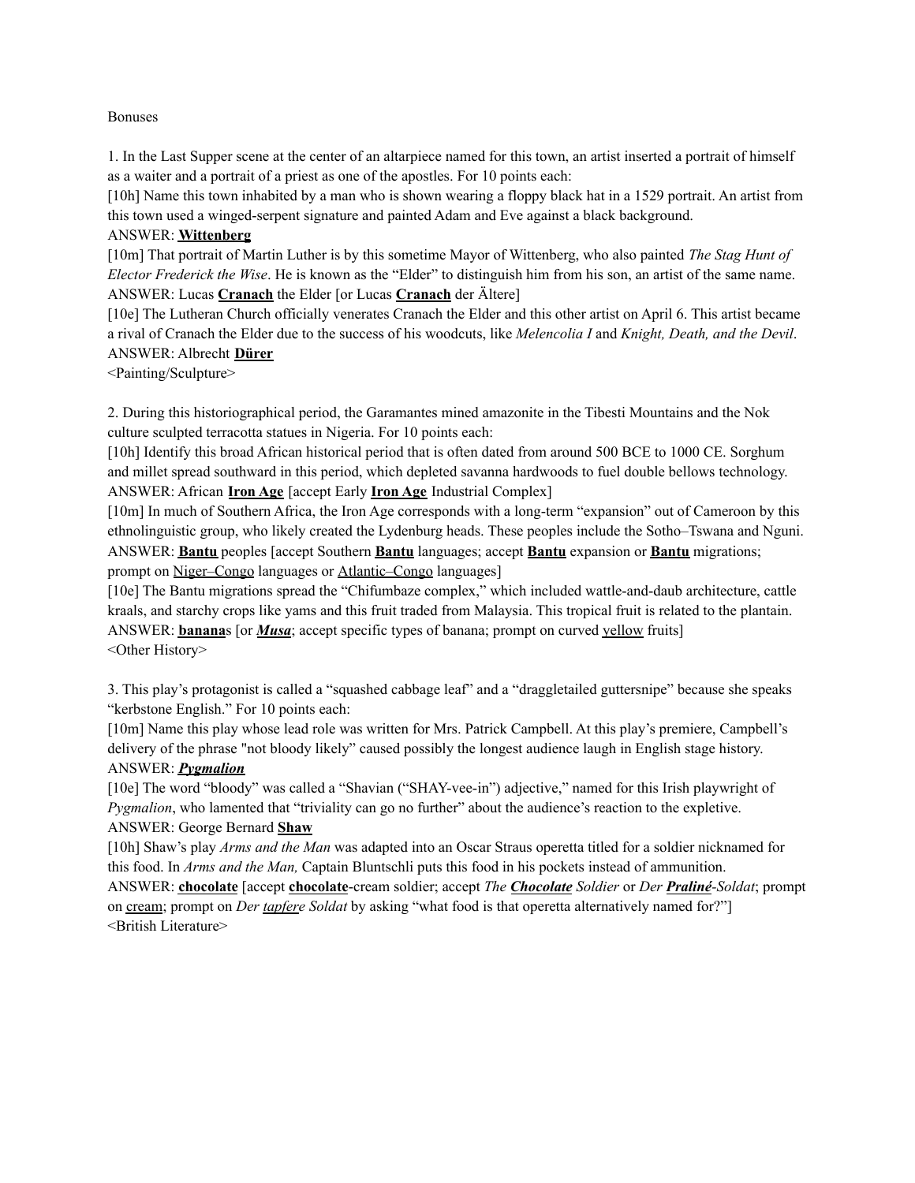Bonuses

1. In the Last Supper scene at the center of an altarpiece named for this town, an artist inserted a portrait of himself as a waiter and a portrait of a priest as one of the apostles. For 10 points each:

[10h] Name this town inhabited by a man who is shown wearing a floppy black hat in a 1529 portrait. An artist from this town used a winged-serpent signature and painted Adam and Eve against a black background.

ANSWER: **Wittenberg**

[10m] That portrait of Martin Luther is by this sometime Mayor of Wittenberg, who also painted *The Stag Hunt of Elector Frederick the Wise*. He is known as the "Elder" to distinguish him from his son, an artist of the same name.

ANSWER: Lucas **Cranach** the Elder [or Lucas **Cranach** der Ältere]

[10e] The Lutheran Church officially venerates Cranach the Elder and this other artist on April 6. This artist became a rival of Cranach the Elder due to the success of his woodcuts, like *Melencolia I* and *Knight, Death, and the Devil*.

ANSWER: Albrecht **Dürer**

<Painting/Sculpture>

2. During this historiographical period, the Garamantes mined amazonite in the Tibesti Mountains and the Nok culture sculpted terracotta statues in Nigeria. For 10 points each:

[10h] Identify this broad African historical period that is often dated from around 500 BCE to 1000 CE. Sorghum and millet spread southward in this period, which depleted savanna hardwoods to fuel double bellows technology.

ANSWER: African **Iron Age** [accept Early **Iron Age** Industrial Complex]

[10m] In much of Southern Africa, the Iron Age corresponds with a long-term "expansion" out of Cameroon by this ethnolinguistic group, who likely created the Lydenburg heads. These peoples include the Sotho–Tswana and Nguni.

ANSWER: **Bantu** peoples [accept Southern **Bantu** languages; accept **Bantu** expansion or **Bantu** migrations; prompt on Niger–Congo languages or Atlantic–Congo languages]

[10e] The Bantu migrations spread the "Chifumbaze complex," which included wattle-and-daub architecture, cattle kraals, and starchy crops like yams and this fruit traded from Malaysia. This tropical fruit is related to the plantain.

ANSWER: **banana**s [or ***Musa***; accept specific types of banana; prompt on curved yellow fruits]

<Other History>

3. This play's protagonist is called a "squashed cabbage leaf" and a "draggletailed guttersnipe" because she speaks "kerbstone English." For 10 points each:

[10m] Name this play whose lead role was written for Mrs. Patrick Campbell. At this play's premiere, Campbell's delivery of the phrase "not bloody likely" caused possibly the longest audience laugh in English stage history.

ANSWER: ***Pygmalion***

[10e] The word "bloody" was called a "Shavian ("SHAY-vee-in") adjective," named for this Irish playwright of *Pygmalion*, who lamented that "triviality can go no further" about the audience's reaction to the expletive.

ANSWER: George Bernard **Shaw**

[10h] Shaw's play *Arms and the Man* was adapted into an Oscar Straus operetta titled for a soldier nicknamed for this food. In *Arms and the Man,* Captain Bluntschli puts this food in his pockets instead of ammunition.

ANSWER: **chocolate** [accept **chocolate**-cream soldier; accept *The **Chocolate** Soldier* or *Der **Praliné**-Soldat*; prompt on cream; prompt on *Der tapfere Soldat* by asking "what food is that operetta alternatively named for?"]

<British Literature>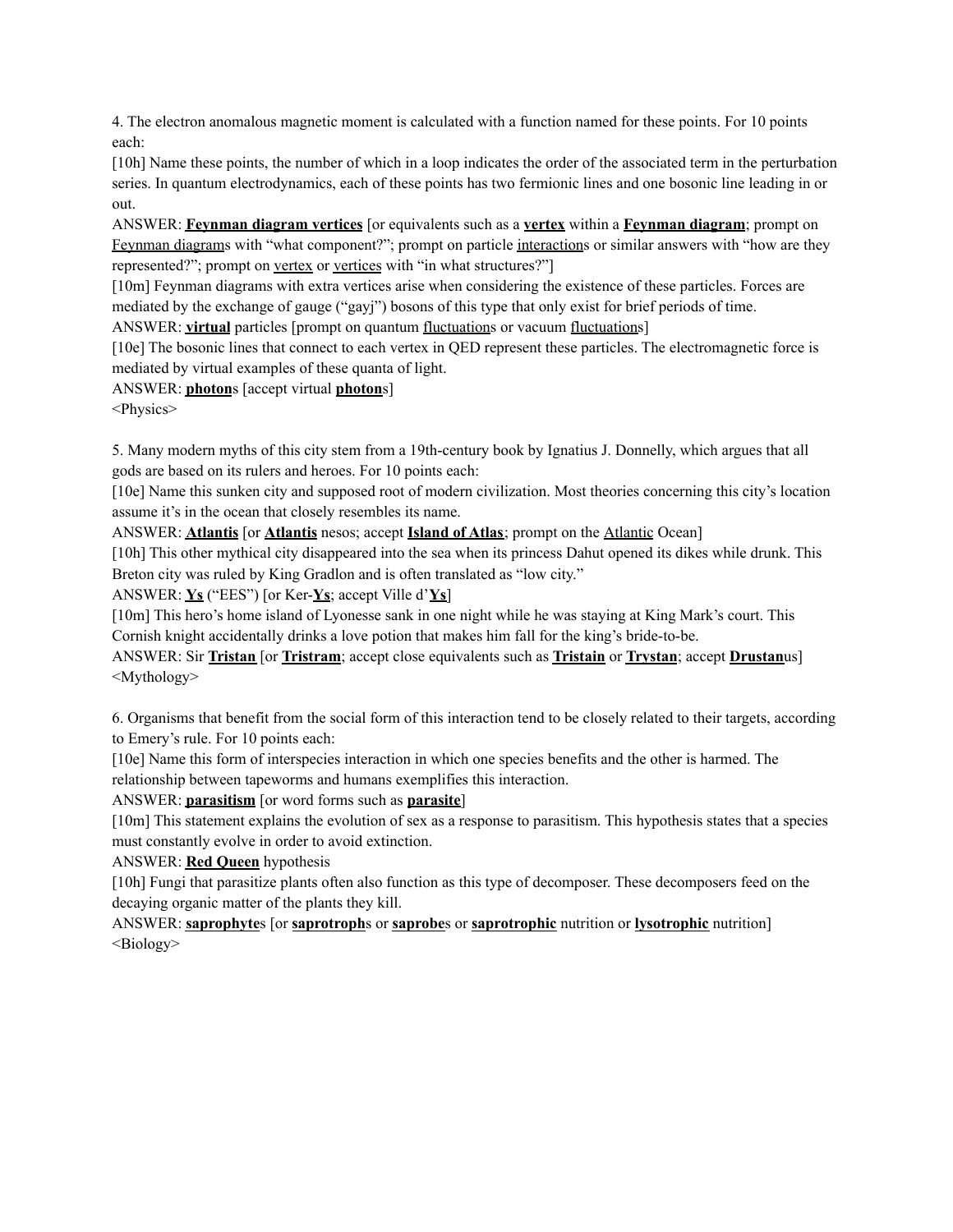4. The electron anomalous magnetic moment is calculated with a function named for these points. For 10 points each:

[10h] Name these points, the number of which in a loop indicates the order of the associated term in the perturbation series. In quantum electrodynamics, each of these points has two fermionic lines and one bosonic line leading in or out.

ANSWER: **Feynman diagram vertices** [or equivalents such as a **vertex** within a **Feynman diagram**; prompt on Feynman diagrams with "what component?"; prompt on particle interactions or similar answers with "how are they represented?"; prompt on vertex or vertices with "in what structures?"]

[10m] Feynman diagrams with extra vertices arise when considering the existence of these particles. Forces are mediated by the exchange of gauge ("gayj") bosons of this type that only exist for brief periods of time.

ANSWER: **virtual** particles [prompt on quantum fluctuations or vacuum fluctuations]

[10e] The bosonic lines that connect to each vertex in QED represent these particles. The electromagnetic force is mediated by virtual examples of these quanta of light.

ANSWER: **photon**s [accept virtual **photon**s]

<Physics>

5. Many modern myths of this city stem from a 19th-century book by Ignatius J. Donnelly, which argues that all gods are based on its rulers and heroes. For 10 points each:

[10e] Name this sunken city and supposed root of modern civilization. Most theories concerning this city's location assume it's in the ocean that closely resembles its name.

ANSWER: **Atlantis** [or **Atlantis** nesos; accept **Island of Atlas**; prompt on the Atlantic Ocean]

[10h] This other mythical city disappeared into the sea when its princess Dahut opened its dikes while drunk. This Breton city was ruled by King Gradlon and is often translated as "low city."

ANSWER: **Ys** ("EES") [or Ker-**Ys**; accept Ville d'**Ys**]

[10m] This hero's home island of Lyonesse sank in one night while he was staying at King Mark's court. This Cornish knight accidentally drinks a love potion that makes him fall for the king's bride-to-be.

ANSWER: Sir **Tristan** [or **Tristram**; accept close equivalents such as **Tristain** or **Trystan**; accept **Drustan**us]

<Mythology>

6. Organisms that benefit from the social form of this interaction tend to be closely related to their targets, according to Emery's rule. For 10 points each:

[10e] Name this form of interspecies interaction in which one species benefits and the other is harmed. The relationship between tapeworms and humans exemplifies this interaction.

ANSWER: **parasitism** [or word forms such as **parasite**]

[10m] This statement explains the evolution of sex as a response to parasitism. This hypothesis states that a species must constantly evolve in order to avoid extinction.

ANSWER: **Red Queen** hypothesis

[10h] Fungi that parasitize plants often also function as this type of decomposer. These decomposers feed on the decaying organic matter of the plants they kill.

ANSWER: **saprophyte**s [or **saprotroph**s or **saprobe**s or **saprotrophic** nutrition or **lysotrophic** nutrition]

<Biology>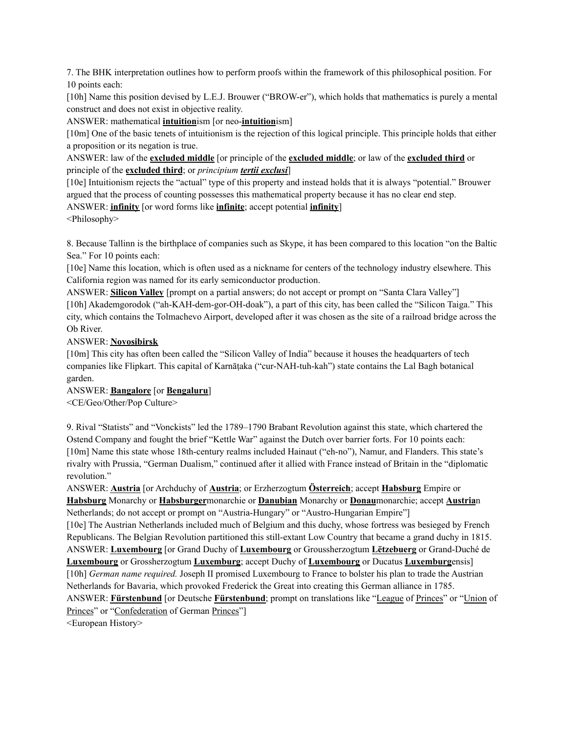7. The BHK interpretation outlines how to perform proofs within the framework of this philosophical position. For 10 points each:

[10h] Name this position devised by L.E.J. Brouwer ("BROW-er"), which holds that mathematics is purely a mental construct and does not exist in objective reality.

ANSWER: mathematical **intuition**ism [or neo-**intuition**ism]

[10m] One of the basic tenets of intuitionism is the rejection of this logical principle. This principle holds that either a proposition or its negation is true.

ANSWER: law of the **excluded middle** [or principle of the **excluded middle**; or law of the **excluded third** or principle of the **excluded third**; or *principium **tertii exclusi***]

[10e] Intuitionism rejects the "actual" type of this property and instead holds that it is always "potential." Brouwer argued that the process of counting possesses this mathematical property because it has no clear end step.

ANSWER: **infinity** [or word forms like **infinite**; accept potential **infinity**]

<Philosophy>

8. Because Tallinn is the birthplace of companies such as Skype, it has been compared to this location "on the Baltic Sea." For 10 points each:

[10e] Name this location, which is often used as a nickname for centers of the technology industry elsewhere. This California region was named for its early semiconductor production.

ANSWER: **Silicon Valley** [prompt on a partial answers; do not accept or prompt on "Santa Clara Valley"]

[10h] Akademgorodok ("ah-KAH-dem-gor-OH-doak"), a part of this city, has been called the "Silicon Taiga." This city, which contains the Tolmachevo Airport, developed after it was chosen as the site of a railroad bridge across the Ob River.

ANSWER: **Novosibirsk**

[10m] This city has often been called the "Silicon Valley of India" because it houses the headquarters of tech companies like Flipkart. This capital of Karnāṭaka ("cur-NAH-tuh-kah") state contains the Lal Bagh botanical garden.

ANSWER: **Bangalore** [or **Bengaluru**]

<CE/Geo/Other/Pop Culture>

9. Rival "Statists" and "Vonckists" led the 1789–1790 Brabant Revolution against this state, which chartered the Ostend Company and fought the brief "Kettle War" against the Dutch over barrier forts. For 10 points each:

[10m] Name this state whose 18th-century realms included Hainaut ("eh-no"), Namur, and Flanders. This state's rivalry with Prussia, "German Dualism," continued after it allied with France instead of Britain in the "diplomatic revolution."

ANSWER: **Austria** [or Archduchy of **Austria**; or Erzherzogtum **Österreich**; accept **Habsburg** Empire or **Habsburg** Monarchy or **Habsburger**monarchie or **Danubian** Monarchy or **Donau**monarchie; accept **Austria**n Netherlands; do not accept or prompt on "Austria-Hungary" or "Austro-Hungarian Empire"]

[10e] The Austrian Netherlands included much of Belgium and this duchy, whose fortress was besieged by French Republicans. The Belgian Revolution partitioned this still-extant Low Country that became a grand duchy in 1815.

ANSWER: **Luxembourg** [or Grand Duchy of **Luxembourg** or Groussherzogtum **Lëtzebuerg** or Grand-Duché de **Luxembourg** or Grossherzogtum **Luxemburg**; accept Duchy of **Luxembourg** or Ducatus **Luxemburg**ensis]

[10h] *German name required.* Joseph II promised Luxembourg to France to bolster his plan to trade the Austrian Netherlands for Bavaria, which provoked Frederick the Great into creating this German alliance in 1785.

ANSWER: **Fürstenbund** [or Deutsche **Fürstenbund**; prompt on translations like "League of Princes" or "Union of Princes" or "Confederation of German Princes"]

<European History>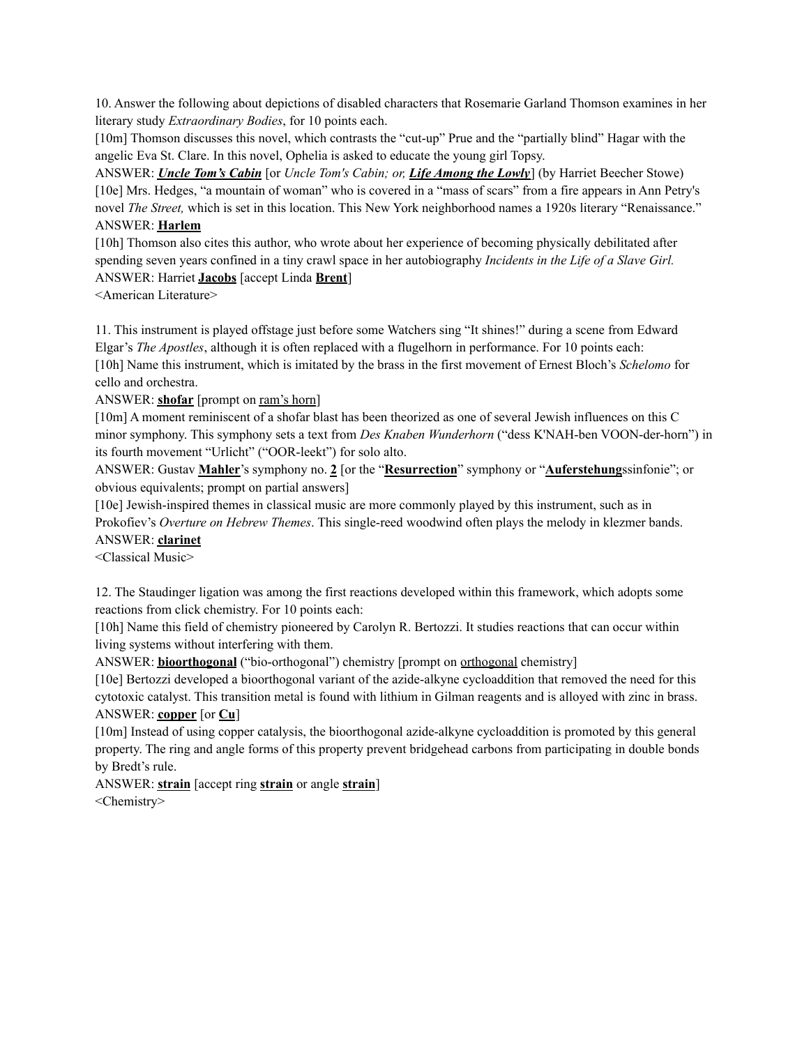10. Answer the following about depictions of disabled characters that Rosemarie Garland Thomson examines in her literary study *Extraordinary Bodies*, for 10 points each.

[10m] Thomson discusses this novel, which contrasts the "cut-up" Prue and the "partially blind" Hagar with the angelic Eva St. Clare. In this novel, Ophelia is asked to educate the young girl Topsy.

ANSWER: ***Uncle Tom's Cabin*** [or *Uncle Tom's Cabin; or, **Life Among the Lowly***] (by Harriet Beecher Stowe)

[10e] Mrs. Hedges, "a mountain of woman" who is covered in a "mass of scars" from a fire appears in Ann Petry's novel *The Street,* which is set in this location. This New York neighborhood names a 1920s literary "Renaissance."

ANSWER: **Harlem**

[10h] Thomson also cites this author, who wrote about her experience of becoming physically debilitated after spending seven years confined in a tiny crawl space in her autobiography *Incidents in the Life of a Slave Girl.*

ANSWER: Harriet **Jacobs** [accept Linda **Brent**]

<American Literature>

11. This instrument is played offstage just before some Watchers sing "It shines!" during a scene from Edward Elgar's *The Apostles*, although it is often replaced with a flugelhorn in performance. For 10 points each:

[10h] Name this instrument, which is imitated by the brass in the first movement of Ernest Bloch's *Schelomo* for cello and orchestra.

ANSWER: **shofar** [prompt on ram's horn]

[10m] A moment reminiscent of a shofar blast has been theorized as one of several Jewish influences on this C minor symphony. This symphony sets a text from *Des Knaben Wunderhorn* ("dess K'NAH-ben VOON-der-horn") in its fourth movement "Urlicht" ("OOR-leekt") for solo alto.

ANSWER: Gustav **Mahler**'s symphony no. **2** [or the "**Resurrection**" symphony or "**Auferstehung**ssinfonie"; or obvious equivalents; prompt on partial answers]

[10e] Jewish-inspired themes in classical music are more commonly played by this instrument, such as in Prokofiev's *Overture on Hebrew Themes*. This single-reed woodwind often plays the melody in klezmer bands.

ANSWER: **clarinet**

<Classical Music>

12. The Staudinger ligation was among the first reactions developed within this framework, which adopts some reactions from click chemistry. For 10 points each:

[10h] Name this field of chemistry pioneered by Carolyn R. Bertozzi. It studies reactions that can occur within living systems without interfering with them.

ANSWER: **bioorthogonal** ("bio-orthogonal") chemistry [prompt on orthogonal chemistry]

[10e] Bertozzi developed a bioorthogonal variant of the azide-alkyne cycloaddition that removed the need for this cytotoxic catalyst. This transition metal is found with lithium in Gilman reagents and is alloyed with zinc in brass.

ANSWER: **copper** [or **Cu**]

[10m] Instead of using copper catalysis, the bioorthogonal azide-alkyne cycloaddition is promoted by this general property. The ring and angle forms of this property prevent bridgehead carbons from participating in double bonds by Bredt's rule.

ANSWER: **strain** [accept ring **strain** or angle **strain**]

<Chemistry>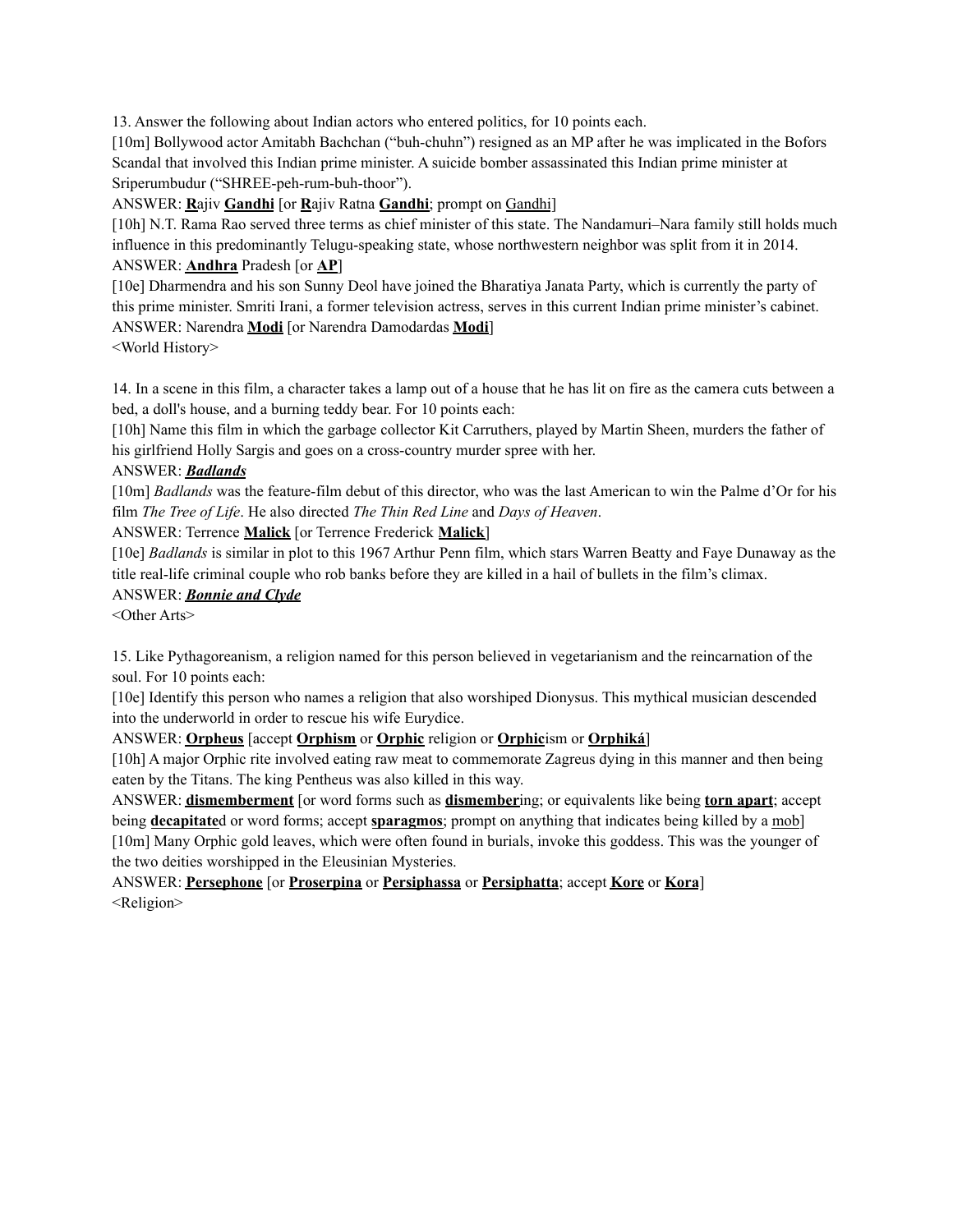13. Answer the following about Indian actors who entered politics, for 10 points each.

[10m] Bollywood actor Amitabh Bachchan ("buh-chuhn") resigned as an MP after he was implicated in the Bofors Scandal that involved this Indian prime minister. A suicide bomber assassinated this Indian prime minister at Sriperumbudur ("SHREE-peh-rum-buh-thoor").

ANSWER: **R**ajiv **Gandhi** [or **R**ajiv Ratna **Gandhi**; prompt on Gandhi]

[10h] N.T. Rama Rao served three terms as chief minister of this state. The Nandamuri–Nara family still holds much influence in this predominantly Telugu-speaking state, whose northwestern neighbor was split from it in 2014.

ANSWER: **Andhra** Pradesh [or **AP**]

[10e] Dharmendra and his son Sunny Deol have joined the Bharatiya Janata Party, which is currently the party of this prime minister. Smriti Irani, a former television actress, serves in this current Indian prime minister's cabinet.

ANSWER: Narendra **Modi** [or Narendra Damodardas **Modi**]

<World History>

14. In a scene in this film, a character takes a lamp out of a house that he has lit on fire as the camera cuts between a bed, a doll's house, and a burning teddy bear. For 10 points each:

[10h] Name this film in which the garbage collector Kit Carruthers, played by Martin Sheen, murders the father of his girlfriend Holly Sargis and goes on a cross-country murder spree with her.

ANSWER: ***Badlands***

[10m] *Badlands* was the feature-film debut of this director, who was the last American to win the Palme d'Or for his film *The Tree of Life*. He also directed *The Thin Red Line* and *Days of Heaven*.

ANSWER: Terrence **Malick** [or Terrence Frederick **Malick**]

[10e] *Badlands* is similar in plot to this 1967 Arthur Penn film, which stars Warren Beatty and Faye Dunaway as the title real-life criminal couple who rob banks before they are killed in a hail of bullets in the film's climax.

ANSWER: ***Bonnie and Clyde***

<Other Arts>

15. Like Pythagoreanism, a religion named for this person believed in vegetarianism and the reincarnation of the soul. For 10 points each:

[10e] Identify this person who names a religion that also worshiped Dionysus. This mythical musician descended into the underworld in order to rescue his wife Eurydice.

ANSWER: **Orpheus** [accept **Orphism** or **Orphic** religion or **Orphic**ism or **Orphiká**]

[10h] A major Orphic rite involved eating raw meat to commemorate Zagreus dying in this manner and then being eaten by the Titans. The king Pentheus was also killed in this way.

ANSWER: **dismemberment** [or word forms such as **dismember**ing; or equivalents like being **torn apart**; accept being **decapitate**d or word forms; accept **sparagmos**; prompt on anything that indicates being killed by a mob]

[10m] Many Orphic gold leaves, which were often found in burials, invoke this goddess. This was the younger of the two deities worshipped in the Eleusinian Mysteries.

ANSWER: **Persephone** [or **Proserpina** or **Persiphassa** or **Persiphatta**; accept **Kore** or **Kora**]

<Religion>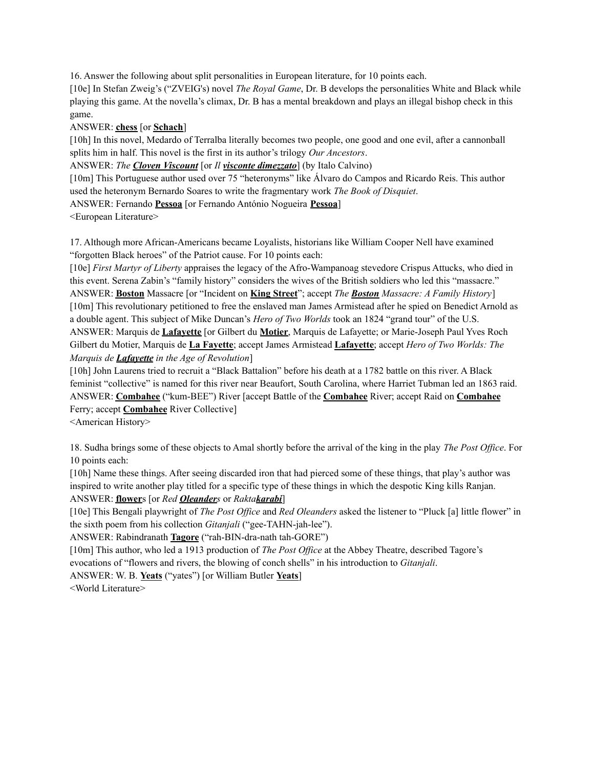16. Answer the following about split personalities in European literature, for 10 points each.

[10e] In Stefan Zweig's ("ZVEIG's) novel *The Royal Game*, Dr. B develops the personalities White and Black while playing this game. At the novella's climax, Dr. B has a mental breakdown and plays an illegal bishop check in this game.

ANSWER: **chess** [or **Schach**]

[10h] In this novel, Medardo of Terralba literally becomes two people, one good and one evil, after a cannonball splits him in half. This novel is the first in its author's trilogy *Our Ancestors*.

ANSWER: *The **Cloven Viscount*** [or *Il **visconte dimezzato***] (by Italo Calvino)

[10m] This Portuguese author used over 75 "heteronyms" like Álvaro do Campos and Ricardo Reis. This author used the heteronym Bernardo Soares to write the fragmentary work *The Book of Disquiet*.

ANSWER: Fernando **Pessoa** [or Fernando António Nogueira **Pessoa**]

<European Literature>

17. Although more African-Americans became Loyalists, historians like William Cooper Nell have examined "forgotten Black heroes" of the Patriot cause. For 10 points each:

[10e] *First Martyr of Liberty* appraises the legacy of the Afro-Wampanoag stevedore Crispus Attucks, who died in this event. Serena Zabin's "family history" considers the wives of the British soldiers who led this "massacre."

ANSWER: **Boston** Massacre [or "Incident on **King Street**"; accept *The **Boston** Massacre: A Family History*]

[10m] This revolutionary petitioned to free the enslaved man James Armistead after he spied on Benedict Arnold as a double agent. This subject of Mike Duncan's *Hero of Two Worlds* took an 1824 "grand tour" of the U.S.

ANSWER: Marquis de **Lafayette** [or Gilbert du **Motier**, Marquis de Lafayette; or Marie-Joseph Paul Yves Roch Gilbert du Motier, Marquis de **La Fayette**; accept James Armistead **Lafayette**; accept *Hero of Two Worlds: The Marquis de **Lafayette** in the Age of Revolution*]

[10h] John Laurens tried to recruit a "Black Battalion" before his death at a 1782 battle on this river. A Black feminist "collective" is named for this river near Beaufort, South Carolina, where Harriet Tubman led an 1863 raid.

ANSWER: **Combahee** ("kum-BEE") River [accept Battle of the **Combahee** River; accept Raid on **Combahee** Ferry; accept **Combahee** River Collective]

<American History>

18. Sudha brings some of these objects to Amal shortly before the arrival of the king in the play *The Post Office*. For 10 points each:

[10h] Name these things. After seeing discarded iron that had pierced some of these things, that play's author was inspired to write another play titled for a specific type of these things in which the despotic King kills Ranjan.

ANSWER: **flower**s [or *Red **Oleander**s* or *Rakta**karabi***]

[10e] This Bengali playwright of *The Post Office* and *Red Oleanders* asked the listener to "Pluck [a] little flower" in the sixth poem from his collection *Gitanjali* ("gee-TAHN-jah-lee").

ANSWER: Rabindranath **Tagore** ("rah-BIN-dra-nath tah-GORE")

[10m] This author, who led a 1913 production of *The Post Office* at the Abbey Theatre, described Tagore's evocations of "flowers and rivers, the blowing of conch shells" in his introduction to *Gitanjali*.

ANSWER: W. B. **Yeats** ("yates") [or William Butler **Yeats**]

<World Literature>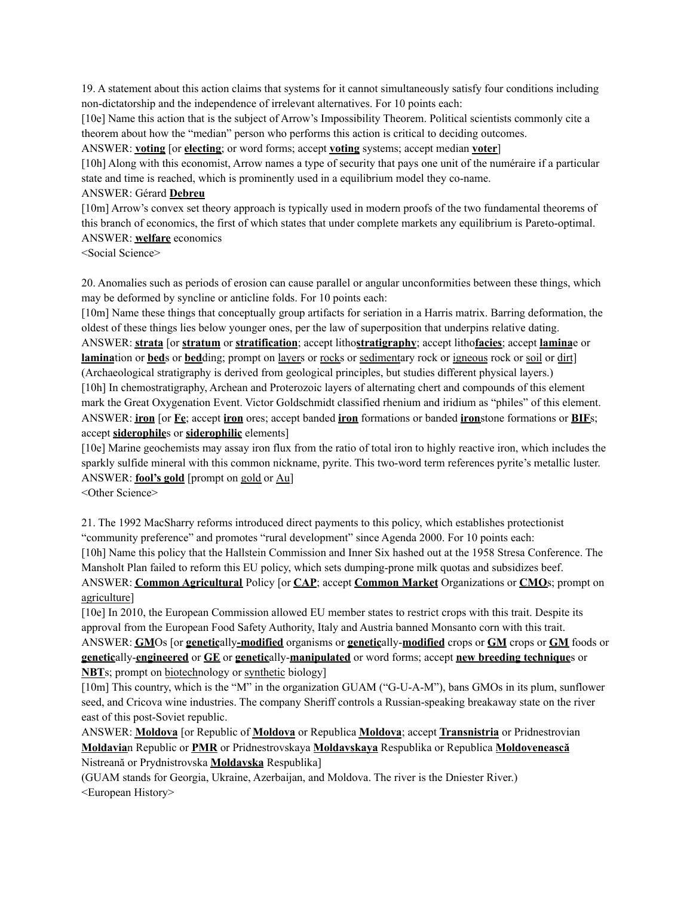19. A statement about this action claims that systems for it cannot simultaneously satisfy four conditions including non-dictatorship and the independence of irrelevant alternatives. For 10 points each:

[10e] Name this action that is the subject of Arrow's Impossibility Theorem. Political scientists commonly cite a theorem about how the "median" person who performs this action is critical to deciding outcomes.

ANSWER: **voting** [or **electing**; or word forms; accept **voting** systems; accept median **voter**]

[10h] Along with this economist, Arrow names a type of security that pays one unit of the numéraire if a particular state and time is reached, which is prominently used in a equilibrium model they co-name.

ANSWER: Gérard **Debreu**

[10m] Arrow's convex set theory approach is typically used in modern proofs of the two fundamental theorems of this branch of economics, the first of which states that under complete markets any equilibrium is Pareto-optimal.

ANSWER: **welfare** economics

<Social Science>

20. Anomalies such as periods of erosion can cause parallel or angular unconformities between these things, which may be deformed by syncline or anticline folds. For 10 points each:

[10m] Name these things that conceptually group artifacts for seriation in a Harris matrix. Barring deformation, the oldest of these things lies below younger ones, per the law of superposition that underpins relative dating.

ANSWER: **strata** [or **stratum** or **stratification**; accept litho**stratigraphy**; accept litho**facies**; accept **lamina**e or **lamina**tion or **bed**s or **bed**ding; prompt on layers or rocks or sedimentary rock or igneous rock or soil or dirt]

(Archaeological stratigraphy is derived from geological principles, but studies different physical layers.)

[10h] In chemostratigraphy, Archean and Proterozoic layers of alternating chert and compounds of this element mark the Great Oxygenation Event. Victor Goldschmidt classified rhenium and iridium as "philes" of this element.

ANSWER: **iron** [or **Fe**; accept **iron** ores; accept banded **iron** formations or banded **iron**stone formations or **BIF**s; accept **siderophile**s or **siderophilic** elements]

[10e] Marine geochemists may assay iron flux from the ratio of total iron to highly reactive iron, which includes the sparkly sulfide mineral with this common nickname, pyrite. This two-word term references pyrite's metallic luster.

ANSWER: **fool's gold** [prompt on gold or Au]

<Other Science>

21. The 1992 MacSharry reforms introduced direct payments to this policy, which establishes protectionist "community preference" and promotes "rural development" since Agenda 2000. For 10 points each:

[10h] Name this policy that the Hallstein Commission and Inner Six hashed out at the 1958 Stresa Conference. The Mansholt Plan failed to reform this EU policy, which sets dumping-prone milk quotas and subsidizes beef.

ANSWER: **Common Agricultural** Policy [or **CAP**; accept **Common Market** Organizations or **CMO**s; prompt on agriculture]

[10e] In 2010, the European Commission allowed EU member states to restrict crops with this trait. Despite its approval from the European Food Safety Authority, Italy and Austria banned Monsanto corn with this trait.

ANSWER: **GM**Os [or **genetic**ally**-modified** organisms or **genetic**ally-**modified** crops or **GM** crops or **GM** foods or **genetic**ally-**engineered** or **GE** or **genetic**ally-**manipulated** or word forms; accept **new breeding technique**s or **NBT**s; prompt on biotechnology or synthetic biology]

[10m] This country, which is the "M" in the organization GUAM ("G-U-A-M"), bans GMOs in its plum, sunflower seed, and Cricova wine industries. The company Sheriff controls a Russian-speaking breakaway state on the river east of this post-Soviet republic.

ANSWER: **Moldova** [or Republic of **Moldova** or Republica **Moldova**; accept **Transnistria** or Pridnestrovian **Moldavia**n Republic or **PMR** or Pridnestrovskaya **Moldavskaya** Respublika or Republica **Moldovenească** Nistreană or Prydnistrovska **Moldavska** Respublika]

(GUAM stands for Georgia, Ukraine, Azerbaijan, and Moldova. The river is the Dniester River.)

<European History>